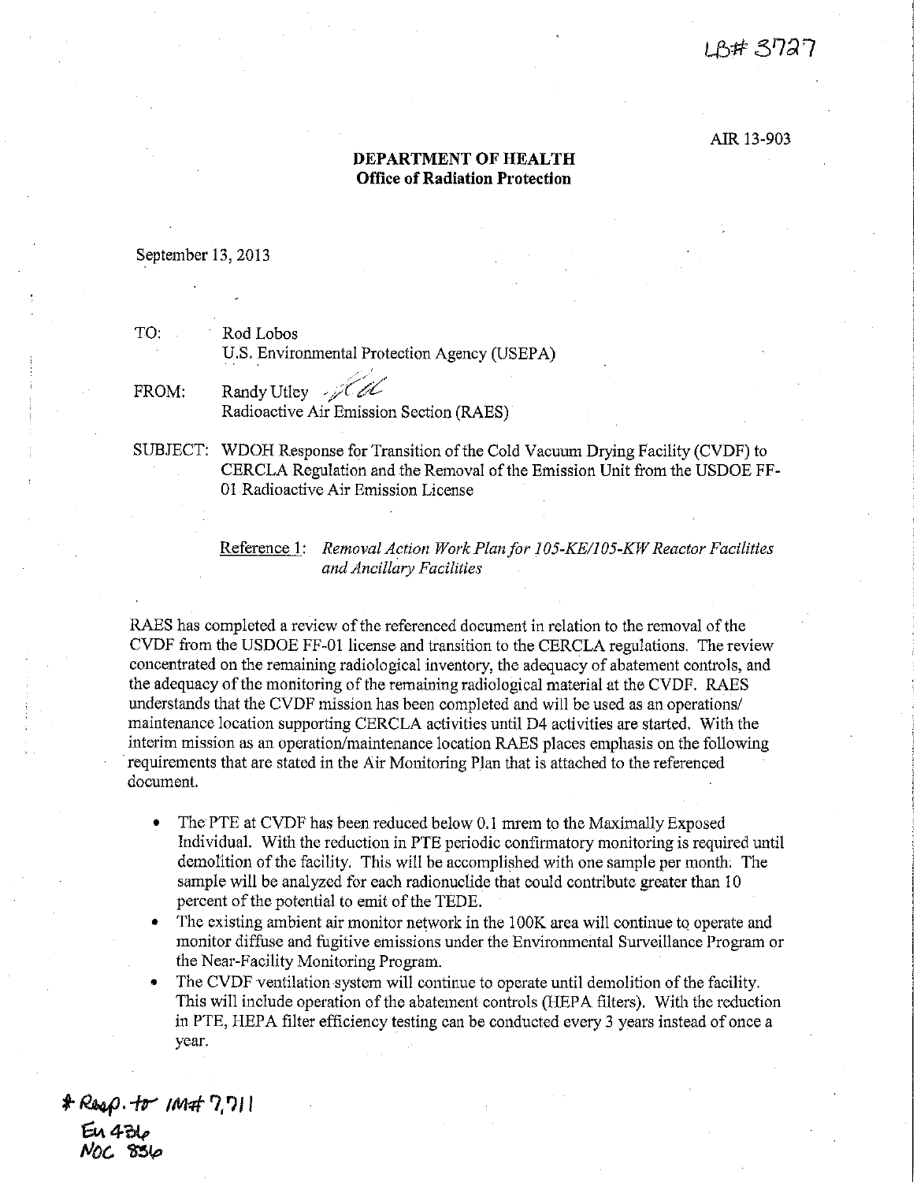LB# 3727

AIR 13-903

**DEPARTMENT OF HEALTH**
**Office of Radiation Protection**

September 13, 2013

TO: Rod Lobos
U.S. Environmental Protection Agency (USEPA)

FROM: Randy Utley
Radioactive Air Emission Section (RAES)

SUBJECT: WDOH Response for Transition of the Cold Vacuum Drying Facility (CVDF) to CERCLA Regulation and the Removal of the Emission Unit from the USDOE FF-01 Radioactive Air Emission License

Reference 1: *Removal Action Work Plan for 105-KE/105-KW Reactor Facilities and Ancillary Facilities*

RAES has completed a review of the referenced document in relation to the removal of the CVDF from the USDOE FF-01 license and transition to the CERCLA regulations. The review concentrated on the remaining radiological inventory, the adequacy of abatement controls, and the adequacy of the monitoring of the remaining radiological material at the CVDF. RAES understands that the CVDF mission has been completed and will be used as an operations/ maintenance location supporting CERCLA activities until D4 activities are started. With the interim mission as an operation/maintenance location RAES places emphasis on the following requirements that are stated in the Air Monitoring Plan that is attached to the referenced document.

- The PTE at CVDF has been reduced below 0.1 mrem to the Maximally Exposed Individual. With the reduction in PTE periodic confirmatory monitoring is required until demolition of the facility. This will be accomplished with one sample per month. The sample will be analyzed for each radionuclide that could contribute greater than 10 percent of the potential to emit of the TEDE.
- The existing ambient air monitor network in the 100K area will continue to operate and monitor diffuse and fugitive emissions under the Environmental Surveillance Program or the Near-Facility Monitoring Program.
- The CVDF ventilation system will continue to operate until demolition of the facility. This will include operation of the abatement controls (HEPA filters). With the reduction in PTE, HEPA filter efficiency testing can be conducted every 3 years instead of once a year.

\* Resp. to IM# 7,711
EU 436
NOC 836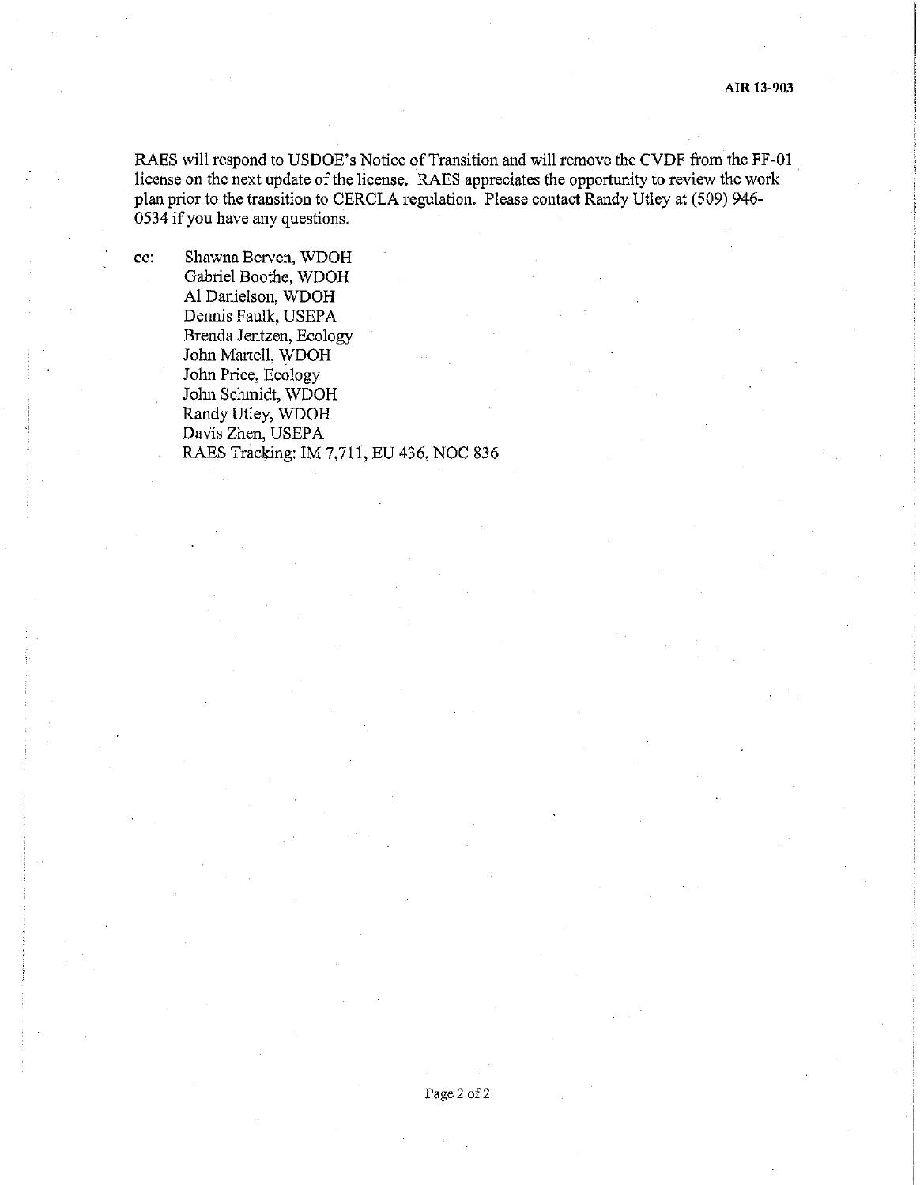RAES will respond to USDOE's Notice of Transition and will remove the CVDF from the FF-01 license on the next update of the license. RAES appreciates the opportunity to review the work plan prior to the transition to CERCLA regulation. Please contact Randy Utley at (509) 946-0534 if you have any questions.

cc: Shawna Berven, WDOH  
Gabriel Boothe, WDOH  
Al Danielson, WDOH  
Dennis Faulk, USEPA  
Brenda Jentzen, Ecology  
John Martell, WDOH  
John Price, Ecology  
John Schmidt, WDOH  
Randy Utley, WDOH  
Davis Zhen, USEPA  
RAES Tracking: IM 7,711, EU 436, NOC 836